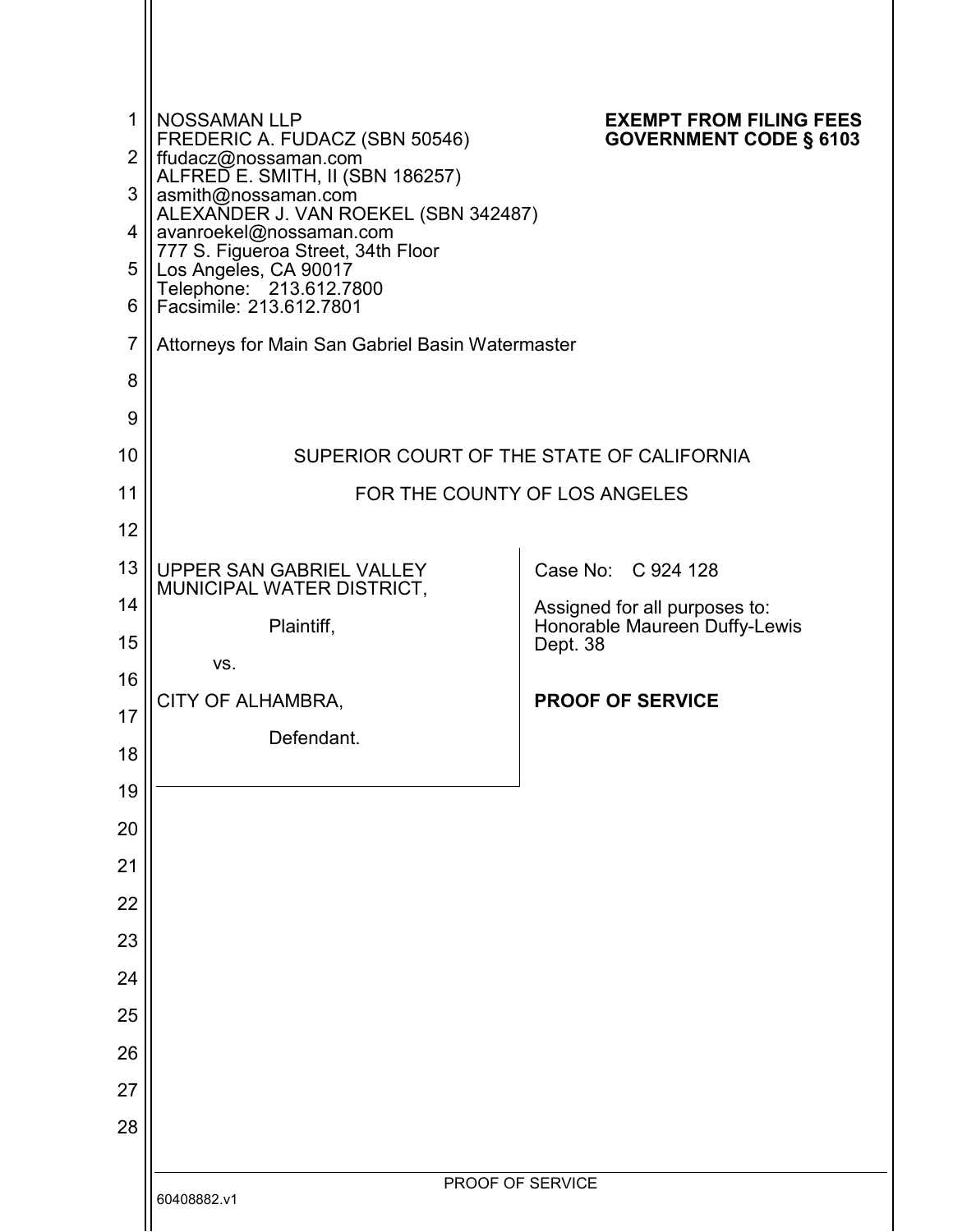NOSSAMAN LLP
FREDERIC A. FUDACZ (SBN 50546)
ffudacz@nossaman.com
ALFRED E. SMITH, II (SBN 186257)
asmith@nossaman.com
ALEXANDER J. VAN ROEKEL (SBN 342487)
avanroekel@nossaman.com
777 S. Figueroa Street, 34th Floor
Los Angeles, CA 90017
Telephone: 213.612.7800
Facsimile: 213.612.7801

**EXEMPT FROM FILING FEES**
**GOVERNMENT CODE § 6103**

Attorneys for Main San Gabriel Basin Watermaster

SUPERIOR COURT OF THE STATE OF CALIFORNIA

FOR THE COUNTY OF LOS ANGELES

UPPER SAN GABRIEL VALLEY MUNICIPAL WATER DISTRICT,

Plaintiff,

vs.

CITY OF ALHAMBRA,

Defendant.

Case No: C 924 128

Assigned for all purposes to:
Honorable Maureen Duffy-Lewis
Dept. 38

**PROOF OF SERVICE**

60408882.v1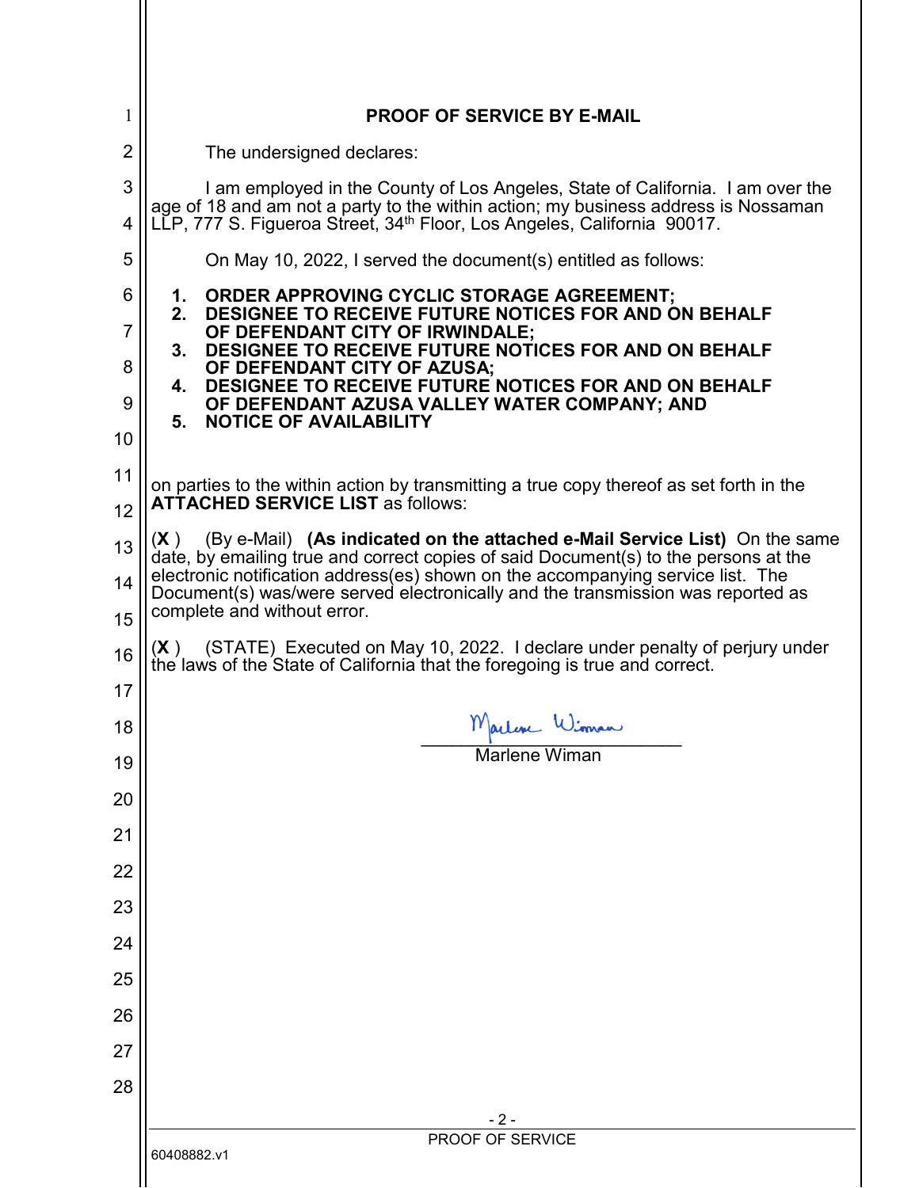# PROOF OF SERVICE BY E-MAIL

The undersigned declares:

I am employed in the County of Los Angeles, State of California. I am over the age of 18 and am not a party to the within action; my business address is Nossaman LLP, 777 S. Figueroa Street, 34th Floor, Los Angeles, California 90017.

On May 10, 2022, I served the document(s) entitled as follows:

1. **ORDER APPROVING CYCLIC STORAGE AGREEMENT;**
2. **DESIGNEE TO RECEIVE FUTURE NOTICES FOR AND ON BEHALF OF DEFENDANT CITY OF IRWINDALE;**
3. **DESIGNEE TO RECEIVE FUTURE NOTICES FOR AND ON BEHALF OF DEFENDANT CITY OF AZUSA;**
4. **DESIGNEE TO RECEIVE FUTURE NOTICES FOR AND ON BEHALF OF DEFENDANT AZUSA VALLEY WATER COMPANY; AND**
5. **NOTICE OF AVAILABILITY**

on parties to the within action by transmitting a true copy thereof as set forth in the **ATTACHED SERVICE LIST** as follows:

(**X** ) (By e-Mail) **(As indicated on the attached e-Mail Service List)** On the same date, by emailing true and correct copies of said Document(s) to the persons at the electronic notification address(es) shown on the accompanying service list. The Document(s) was/were served electronically and the transmission was reported as complete and without error.

(**X** ) (STATE) Executed on May 10, 2022. I declare under penalty of perjury under the laws of the State of California that the foregoing is true and correct.

Marlene Wiman
_____________________________
Marlene Wiman

PROOF OF SERVICE

60408882.v1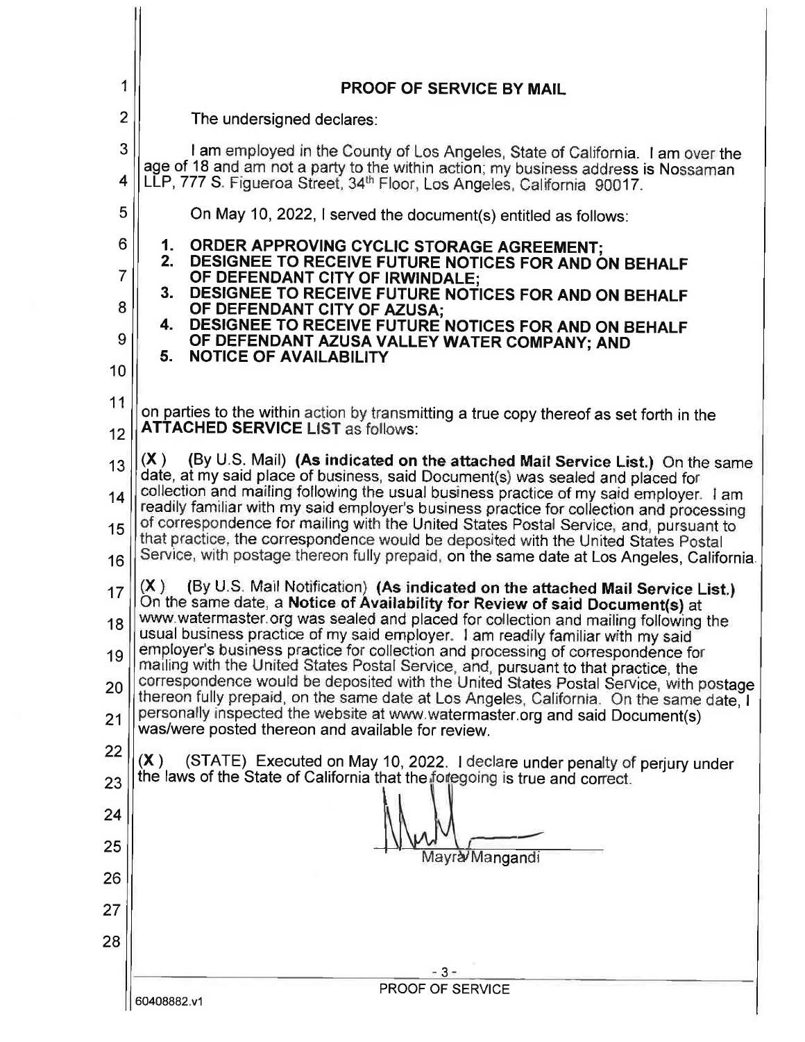# PROOF OF SERVICE BY MAIL

The undersigned declares:

I am employed in the County of Los Angeles, State of California. I am over the age of 18 and am not a party to the within action; my business address is Nossaman LLP, 777 S. Figueroa Street, 34th Floor, Los Angeles, California 90017.

On May 10, 2022, I served the document(s) entitled as follows:

1. **ORDER APPROVING CYCLIC STORAGE AGREEMENT;**
2. **DESIGNEE TO RECEIVE FUTURE NOTICES FOR AND ON BEHALF OF DEFENDANT CITY OF IRWINDALE;**
3. **DESIGNEE TO RECEIVE FUTURE NOTICES FOR AND ON BEHALF OF DEFENDANT CITY OF AZUSA;**
4. **DESIGNEE TO RECEIVE FUTURE NOTICES FOR AND ON BEHALF OF DEFENDANT AZUSA VALLEY WATER COMPANY; AND**
5. **NOTICE OF AVAILABILITY**

on parties to the within action by transmitting a true copy thereof as set forth in the **ATTACHED SERVICE LIST** as follows:

**(X)** (By U.S. Mail) **(As indicated on the attached Mail Service List.)** On the same date, at my said place of business, said Document(s) was sealed and placed for collection and mailing following the usual business practice of my said employer. I am readily familiar with my said employer's business practice for collection and processing of correspondence for mailing with the United States Postal Service, and, pursuant to that practice, the correspondence would be deposited with the United States Postal Service, with postage thereon fully prepaid, on the same date at Los Angeles, California.

**(X)** (By U.S. Mail Notification) **(As indicated on the attached Mail Service List.)** On the same date, a **Notice of Availability for Review of said Document(s)** at www.watermaster.org was sealed and placed for collection and mailing following the usual business practice of my said employer. I am readily familiar with my said employer's business practice for collection and processing of correspondence for mailing with the United States Postal Service, and, pursuant to that practice, the correspondence would be deposited with the United States Postal Service, with postage thereon fully prepaid, on the same date at Los Angeles, California. On the same date, I personally inspected the website at www.watermaster.org and said Document(s) was/were posted thereon and available for review.

**(X)** (STATE) Executed on May 10, 2022. I declare under penalty of perjury under the laws of the State of California that the foregoing is true and correct.

Mayra Mangandi

PROOF OF SERVICE

60408882.v1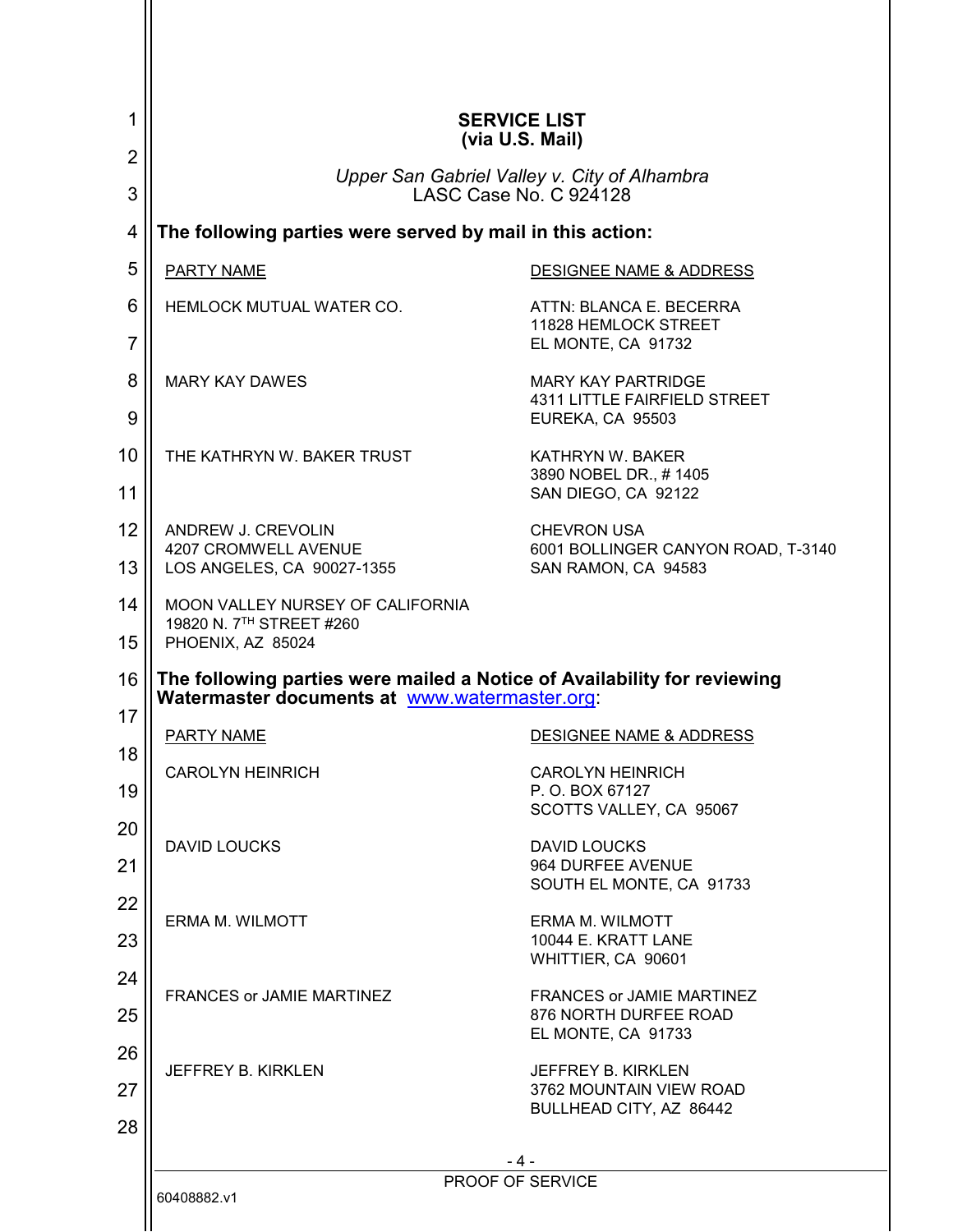**SERVICE LIST**
**(via U.S. Mail)**

*Upper San Gabriel Valley v. City of Alhambra*
LASC Case No. C 924128

**The following parties were served by mail in this action:**

| PARTY NAME | DESIGNEE NAME & ADDRESS |
|---|---|
| HEMLOCK MUTUAL WATER CO. | ATTN: BLANCA E. BECERRA<br>11828 HEMLOCK STREET<br>EL MONTE, CA 91732 |
| MARY KAY DAWES | MARY KAY PARTRIDGE<br>4311 LITTLE FAIRFIELD STREET<br>EUREKA, CA 95503 |
| THE KATHRYN W. BAKER TRUST | KATHRYN W. BAKER<br>3890 NOBEL DR., # 1405<br>SAN DIEGO, CA 92122 |
| ANDREW J. CREVOLIN<br>4207 CROMWELL AVENUE<br>LOS ANGELES, CA 90027-1355 | CHEVRON USA<br>6001 BOLLINGER CANYON ROAD, T-3140<br>SAN RAMON, CA 94583 |
| MOON VALLEY NURSEY OF CALIFORNIA<br>19820 N. 7TH STREET #260<br>PHOENIX, AZ 85024 | |

**The following parties were mailed a Notice of Availability for reviewing Watermaster documents at** www.watermaster.org:

| PARTY NAME | DESIGNEE NAME & ADDRESS |
|---|---|
| CAROLYN HEINRICH | CAROLYN HEINRICH<br>P. O. BOX 67127<br>SCOTTS VALLEY, CA 95067 |
| DAVID LOUCKS | DAVID LOUCKS<br>964 DURFEE AVENUE<br>SOUTH EL MONTE, CA 91733 |
| ERMA M. WILMOTT | ERMA M. WILMOTT<br>10044 E. KRATT LANE<br>WHITTIER, CA 90601 |
| FRANCES or JAMIE MARTINEZ | FRANCES or JAMIE MARTINEZ<br>876 NORTH DURFEE ROAD<br>EL MONTE, CA 91733 |
| JEFFREY B. KIRKLEN | JEFFREY B. KIRKLEN<br>3762 MOUNTAIN VIEW ROAD<br>BULLHEAD CITY, AZ 86442 |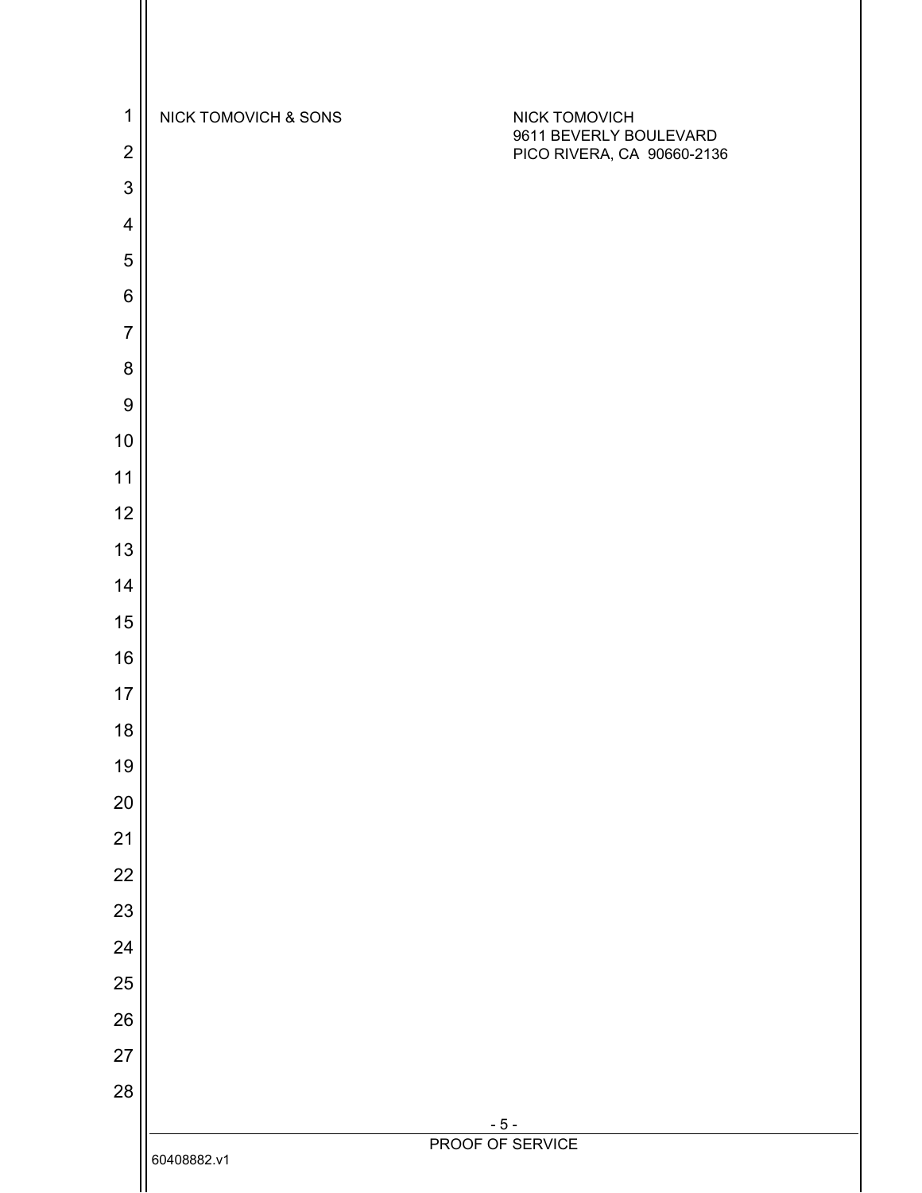| | |
|---|---|
| NICK TOMOVICH & SONS | NICK TOMOVICH<br>9611 BEVERLY BOULEVARD<br>PICO RIVERA, CA 90660-2136 |

PROOF OF SERVICE

60408882.v1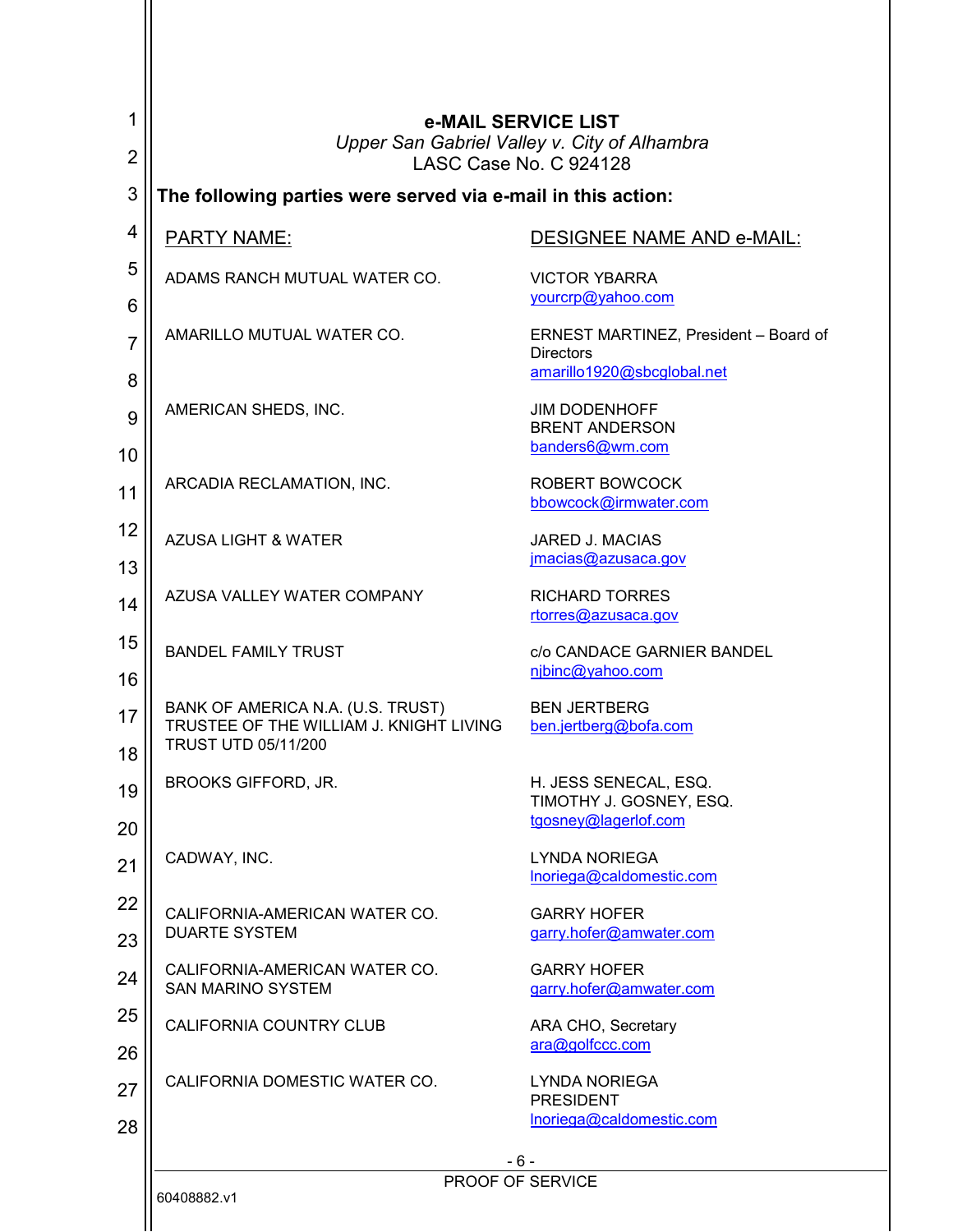**e-MAIL SERVICE LIST**
*Upper San Gabriel Valley v. City of Alhambra*
LASC Case No. C 924128

**The following parties were served via e-mail in this action:**

| PARTY NAME: | DESIGNEE NAME AND e-MAIL: |
|---|---|
| ADAMS RANCH MUTUAL WATER CO. | VICTOR YBARRA<br>yourcrp@yahoo.com |
| AMARILLO MUTUAL WATER CO. | ERNEST MARTINEZ, President – Board of Directors<br>amarillo1920@sbcglobal.net |
| AMERICAN SHEDS, INC. | JIM DODENHOFF<br>BRENT ANDERSON<br>banders6@wm.com |
| ARCADIA RECLAMATION, INC. | ROBERT BOWCOCK<br>bbowcock@irmwater.com |
| AZUSA LIGHT & WATER | JARED J. MACIAS<br>jmacias@azusaca.gov |
| AZUSA VALLEY WATER COMPANY | RICHARD TORRES<br>rtorres@azusaca.gov |
| BANDEL FAMILY TRUST | c/o CANDACE GARNIER BANDEL<br>njbinc@yahoo.com |
| BANK OF AMERICA N.A. (U.S. TRUST) TRUSTEE OF THE WILLIAM J. KNIGHT LIVING TRUST UTD 05/11/200 | BEN JERTBERG<br>ben.jertberg@bofa.com |
| BROOKS GIFFORD, JR. | H. JESS SENECAL, ESQ.<br>TIMOTHY J. GOSNEY, ESQ.<br>tgosney@lagerlof.com |
| CADWAY, INC. | LYNDA NORIEGA<br>lnoriega@caldomestic.com |
| CALIFORNIA-AMERICAN WATER CO. DUARTE SYSTEM | GARRY HOFER<br>garry.hofer@amwater.com |
| CALIFORNIA-AMERICAN WATER CO. SAN MARINO SYSTEM | GARRY HOFER<br>garry.hofer@amwater.com |
| CALIFORNIA COUNTRY CLUB | ARA CHO, Secretary<br>ara@golfccc.com |
| CALIFORNIA DOMESTIC WATER CO. | LYNDA NORIEGA<br>PRESIDENT<br>lnoriega@caldomestic.com |

PROOF OF SERVICE

60408882.v1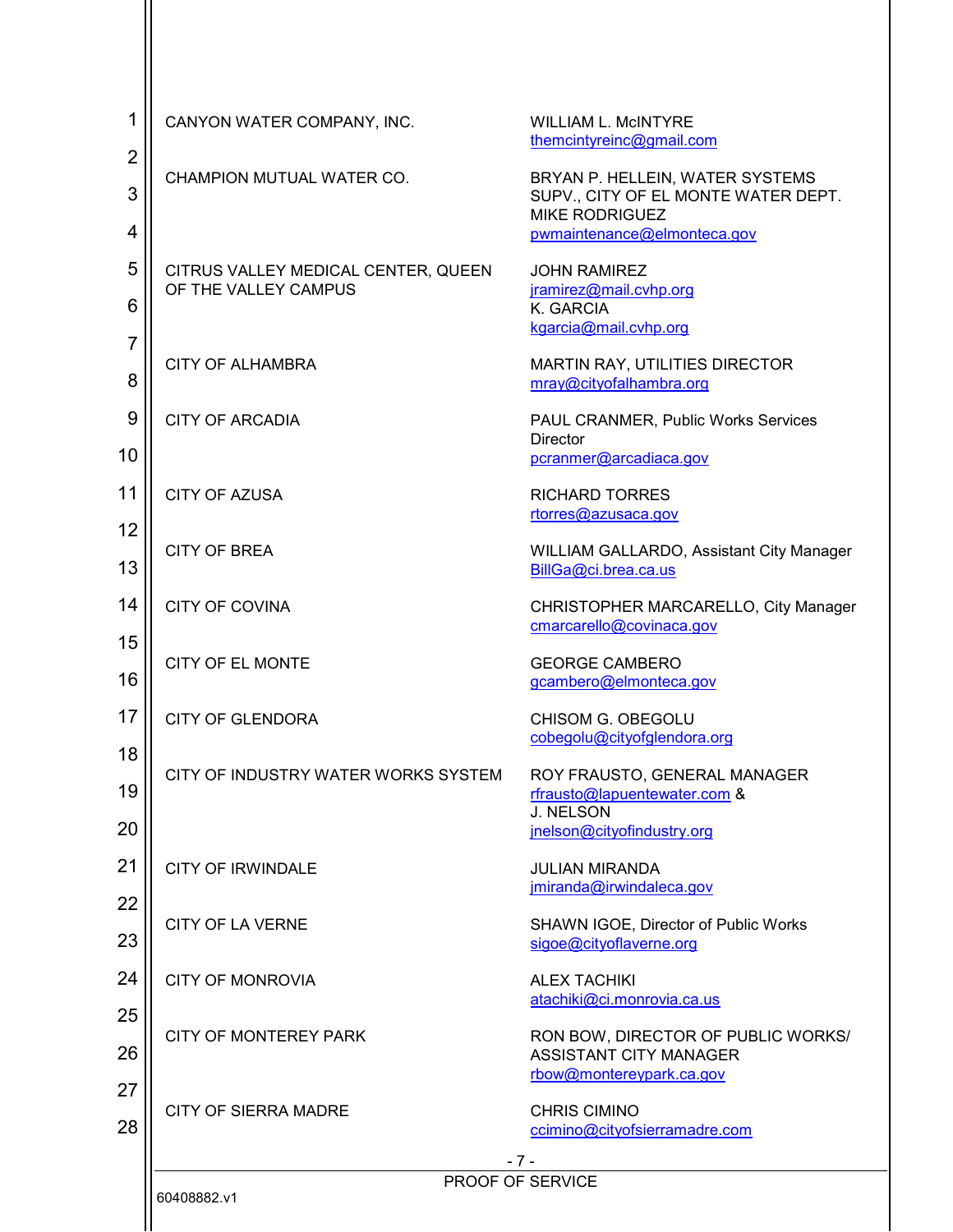| | |
|---|---|
| CANYON WATER COMPANY, INC. | WILLIAM L. McINTYRE<br>themcintyreinc@gmail.com |
| CHAMPION MUTUAL WATER CO. | BRYAN P. HELLEIN, WATER SYSTEMS SUPV., CITY OF EL MONTE WATER DEPT.<br>MIKE RODRIGUEZ<br>pwmaintenance@elmonteca.gov |
| CITRUS VALLEY MEDICAL CENTER, QUEEN OF THE VALLEY CAMPUS | JOHN RAMIREZ<br>jramirez@mail.cvhp.org<br>K. GARCIA<br>kgarcia@mail.cvhp.org |
| CITY OF ALHAMBRA | MARTIN RAY, UTILITIES DIRECTOR<br>mray@cityofalhambra.org |
| CITY OF ARCADIA | PAUL CRANMER, Public Works Services Director<br>pcranmer@arcadiaca.gov |
| CITY OF AZUSA | RICHARD TORRES<br>rtorres@azusaca.gov |
| CITY OF BREA | WILLIAM GALLARDO, Assistant City Manager<br>BillGa@ci.brea.ca.us |
| CITY OF COVINA | CHRISTOPHER MARCARELLO, City Manager<br>cmarcarello@covinaca.gov |
| CITY OF EL MONTE | GEORGE CAMBERO<br>gcambero@elmonteca.gov |
| CITY OF GLENDORA | CHISOM G. OBEGOLU<br>cobegolu@cityofglendora.org |
| CITY OF INDUSTRY WATER WORKS SYSTEM | ROY FRAUSTO, GENERAL MANAGER<br>rfrausto@lapuentewater.com &<br>J. NELSON<br>jnelson@cityofindustry.org |
| CITY OF IRWINDALE | JULIAN MIRANDA<br>jmiranda@irwindaleca.gov |
| CITY OF LA VERNE | SHAWN IGOE, Director of Public Works<br>sigoe@cityoflaverne.org |
| CITY OF MONROVIA | ALEX TACHIKI<br>atachiki@ci.monrovia.ca.us |
| CITY OF MONTEREY PARK | RON BOW, DIRECTOR OF PUBLIC WORKS/ ASSISTANT CITY MANAGER<br>rbow@montereypark.ca.gov |
| CITY OF SIERRA MADRE | CHRIS CIMINO<br>ccimino@cityofsierramadre.com |

PROOF OF SERVICE

60408882.v1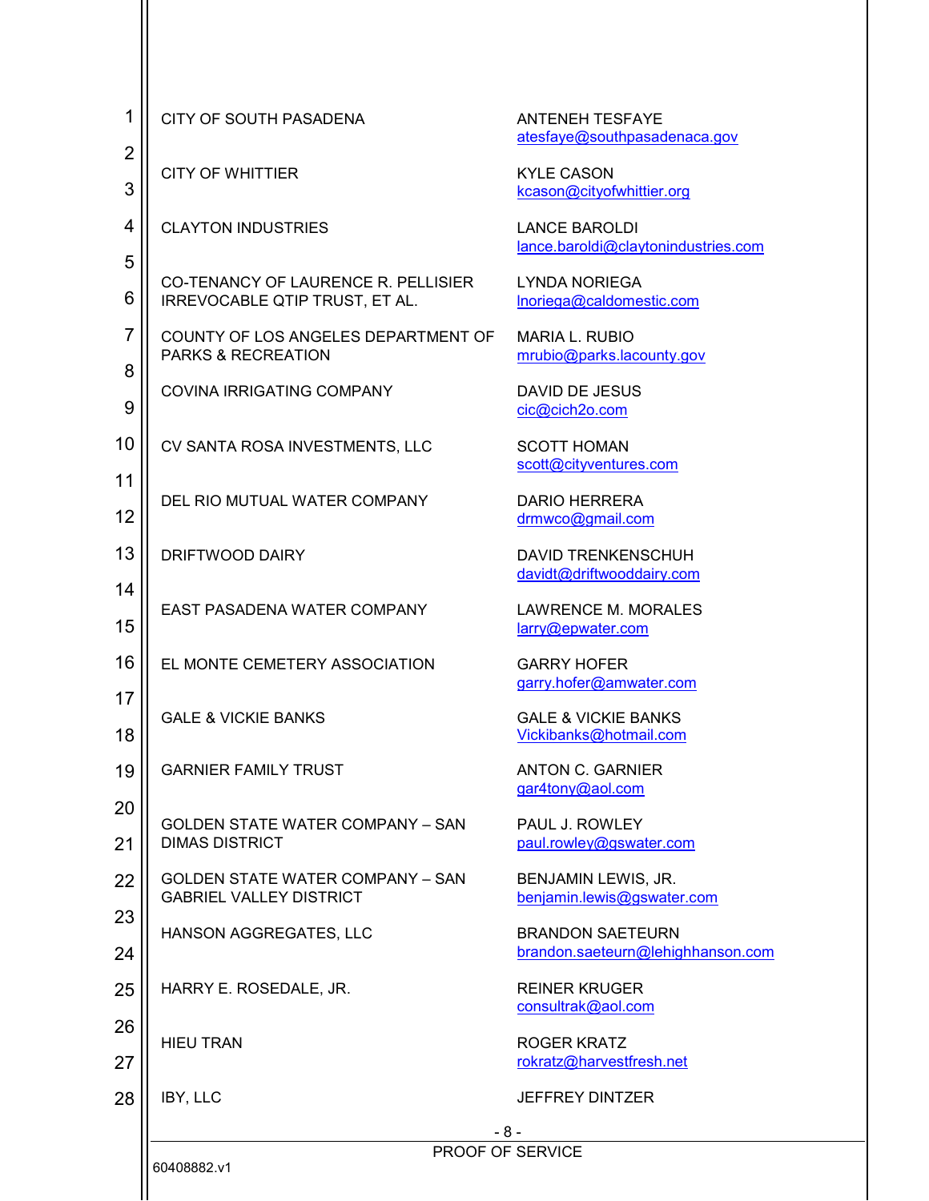| | |
|---|---|
| CITY OF SOUTH PASADENA | ANTENEH TESFAYE<br>atesfaye@southpasadenaca.gov |
| CITY OF WHITTIER | KYLE CASON<br>kcason@cityofwhittier.org |
| CLAYTON INDUSTRIES | LANCE BAROLDI<br>lance.baroldi@claytonindustries.com |
| CO-TENANCY OF LAURENCE R. PELLISIER IRREVOCABLE QTIP TRUST, ET AL. | LYNDA NORIEGA<br>lnoriega@caldomestic.com |
| COUNTY OF LOS ANGELES DEPARTMENT OF PARKS & RECREATION | MARIA L. RUBIO<br>mrubio@parks.lacounty.gov |
| COVINA IRRIGATING COMPANY | DAVID DE JESUS<br>cic@cich2o.com |
| CV SANTA ROSA INVESTMENTS, LLC | SCOTT HOMAN<br>scott@cityventures.com |
| DEL RIO MUTUAL WATER COMPANY | DARIO HERRERA<br>drmwco@gmail.com |
| DRIFTWOOD DAIRY | DAVID TRENKENSCHUH<br>davidt@driftwooddairy.com |
| EAST PASADENA WATER COMPANY | LAWRENCE M. MORALES<br>larry@epwater.com |
| EL MONTE CEMETERY ASSOCIATION | GARRY HOFER<br>garry.hofer@amwater.com |
| GALE & VICKIE BANKS | GALE & VICKIE BANKS<br>Vickibanks@hotmail.com |
| GARNIER FAMILY TRUST | ANTON C. GARNIER<br>gar4tony@aol.com |
| GOLDEN STATE WATER COMPANY – SAN DIMAS DISTRICT | PAUL J. ROWLEY<br>paul.rowley@gswater.com |
| GOLDEN STATE WATER COMPANY – SAN GABRIEL VALLEY DISTRICT | BENJAMIN LEWIS, JR.<br>benjamin.lewis@gswater.com |
| HANSON AGGREGATES, LLC | BRANDON SAETEURN<br>brandon.saeteurn@lehighhanson.com |
| HARRY E. ROSEDALE, JR. | REINER KRUGER<br>consultrak@aol.com |
| HIEU TRAN | ROGER KRATZ<br>rokratz@harvestfresh.net |
| IBY, LLC | JEFFREY DINTZER |

PROOF OF SERVICE

60408882.v1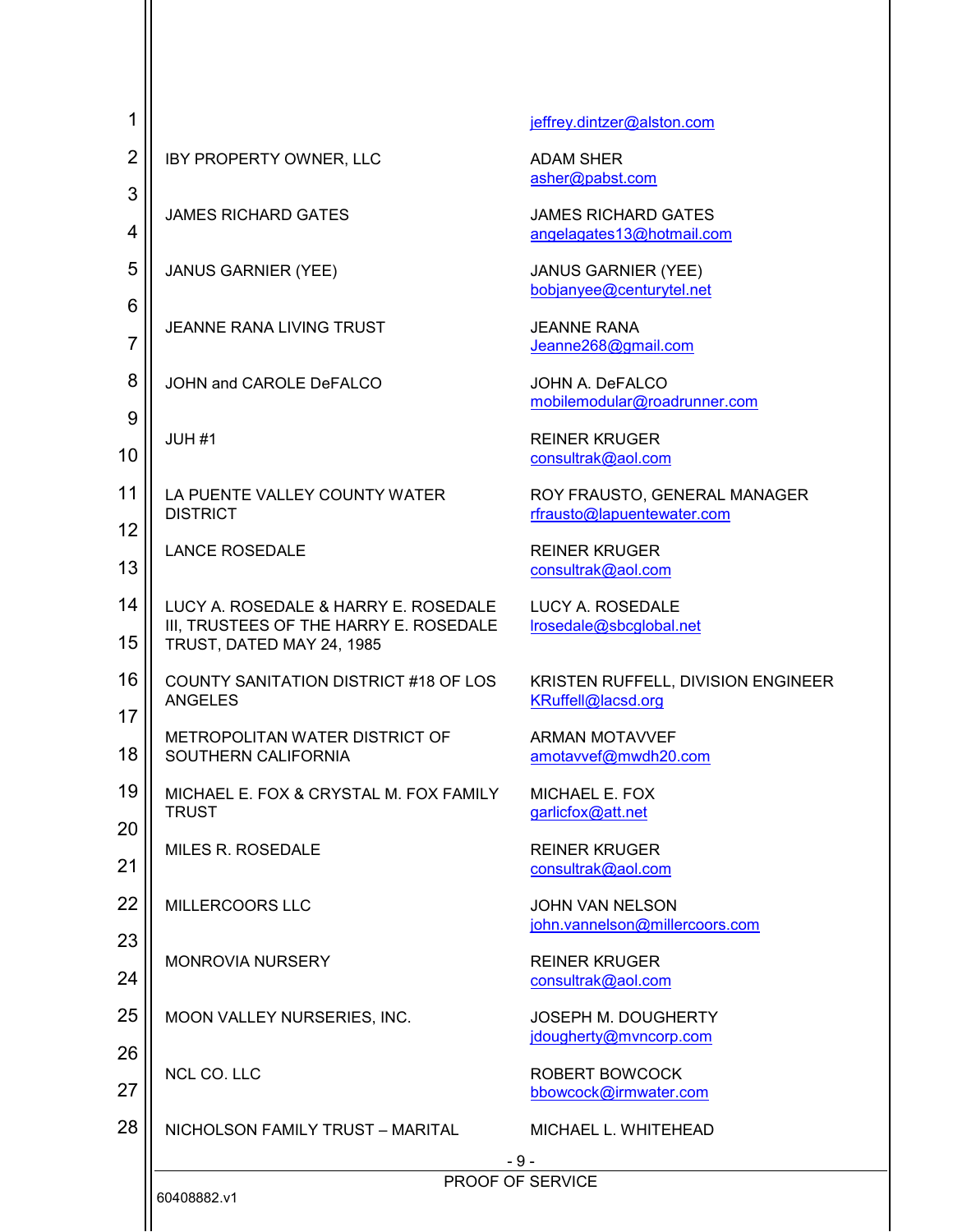| | |
|---|---|
| | jeffrey.dintzer@alston.com |
| IBY PROPERTY OWNER, LLC | ADAM SHER<br>asher@pabst.com |
| JAMES RICHARD GATES | JAMES RICHARD GATES<br>angelagates13@hotmail.com |
| JANUS GARNIER (YEE) | JANUS GARNIER (YEE)<br>bobjanyee@centurytel.net |
| JEANNE RANA LIVING TRUST | JEANNE RANA<br>Jeanne268@gmail.com |
| JOHN and CAROLE DeFALCO | JOHN A. DeFALCO<br>mobilemodular@roadrunner.com |
| JUH #1 | REINER KRUGER<br>consultrak@aol.com |
| LA PUENTE VALLEY COUNTY WATER DISTRICT | ROY FRAUSTO, GENERAL MANAGER<br>rfrausto@lapuentewater.com |
| LANCE ROSEDALE | REINER KRUGER<br>consultrak@aol.com |
| LUCY A. ROSEDALE & HARRY E. ROSEDALE III, TRUSTEES OF THE HARRY E. ROSEDALE TRUST, DATED MAY 24, 1985 | LUCY A. ROSEDALE<br>lrosedale@sbcglobal.net |
| COUNTY SANITATION DISTRICT #18 OF LOS ANGELES | KRISTEN RUFFELL, DIVISION ENGINEER<br>KRuffell@lacsd.org |
| METROPOLITAN WATER DISTRICT OF SOUTHERN CALIFORNIA | ARMAN MOTAVVEF<br>amotavvef@mwdh20.com |
| MICHAEL E. FOX & CRYSTAL M. FOX FAMILY TRUST | MICHAEL E. FOX<br>garlicfox@att.net |
| MILES R. ROSEDALE | REINER KRUGER<br>consultrak@aol.com |
| MILLERCOORS LLC | JOHN VAN NELSON<br>john.vannelson@millercoors.com |
| MONROVIA NURSERY | REINER KRUGER<br>consultrak@aol.com |
| MOON VALLEY NURSERIES, INC. | JOSEPH M. DOUGHERTY<br>jdougherty@mvncorp.com |
| NCL CO. LLC | ROBERT BOWCOCK<br>bbowcock@irmwater.com |
| NICHOLSON FAMILY TRUST – MARITAL | MICHAEL L. WHITEHEAD |

PROOF OF SERVICE

60408882.v1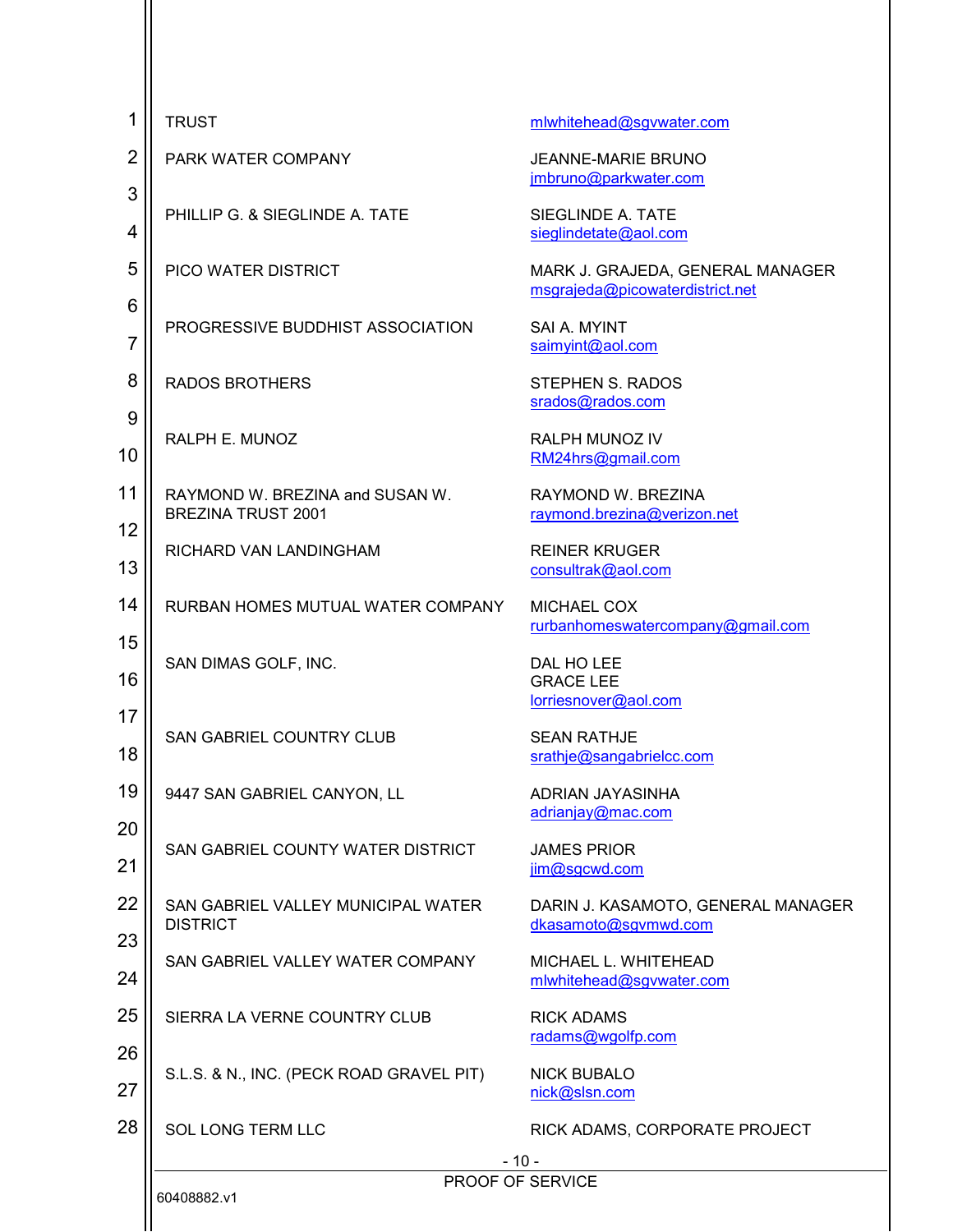| | |
|---|---|
| TRUST | mlwhitehead@sgvwater.com |
| PARK WATER COMPANY | JEANNE-MARIE BRUNO<br>jmbruno@parkwater.com |
| PHILLIP G. & SIEGLINDE A. TATE | SIEGLINDE A. TATE<br>sieglindetate@aol.com |
| PICO WATER DISTRICT | MARK J. GRAJEDA, GENERAL MANAGER<br>msgrajeda@picowaterdistrict.net |
| PROGRESSIVE BUDDHIST ASSOCIATION | SAI A. MYINT<br>saimyint@aol.com |
| RADOS BROTHERS | STEPHEN S. RADOS<br>srados@rados.com |
| RALPH E. MUNOZ | RALPH MUNOZ IV<br>RM24hrs@gmail.com |
| RAYMOND W. BREZINA and SUSAN W. BREZINA TRUST 2001 | RAYMOND W. BREZINA<br>raymond.brezina@verizon.net |
| RICHARD VAN LANDINGHAM | REINER KRUGER<br>consultrak@aol.com |
| RURBAN HOMES MUTUAL WATER COMPANY | MICHAEL COX<br>rurbanhomeswatercompany@gmail.com |
| SAN DIMAS GOLF, INC. | DAL HO LEE<br>GRACE LEE<br>lorriesnover@aol.com |
| SAN GABRIEL COUNTRY CLUB | SEAN RATHJE<br>srathje@sangabrielcc.com |
| 9447 SAN GABRIEL CANYON, LL | ADRIAN JAYASINHA<br>adrianjay@mac.com |
| SAN GABRIEL COUNTY WATER DISTRICT | JAMES PRIOR<br>jim@sgcwd.com |
| SAN GABRIEL VALLEY MUNICIPAL WATER DISTRICT | DARIN J. KASAMOTO, GENERAL MANAGER<br>dkasamoto@sgvmwd.com |
| SAN GABRIEL VALLEY WATER COMPANY | MICHAEL L. WHITEHEAD<br>mlwhitehead@sgvwater.com |
| SIERRA LA VERNE COUNTRY CLUB | RICK ADAMS<br>radams@wgolfp.com |
| S.L.S. & N., INC. (PECK ROAD GRAVEL PIT) | NICK BUBALO<br>nick@slsn.com |
| SOL LONG TERM LLC | RICK ADAMS, CORPORATE PROJECT |

PROOF OF SERVICE

60408882.v1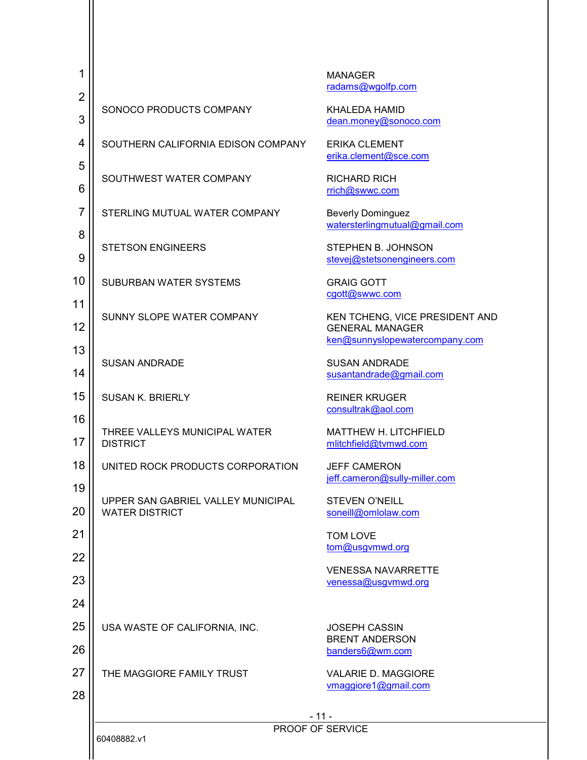| | |
|---|---|
| | MANAGER<br>radams@wgolfp.com |
| SONOCO PRODUCTS COMPANY | KHALEDA HAMID<br>dean.money@sonoco.com |
| SOUTHERN CALIFORNIA EDISON COMPANY | ERIKA CLEMENT<br>erika.clement@sce.com |
| SOUTHWEST WATER COMPANY | RICHARD RICH<br>rrich@swwc.com |
| STERLING MUTUAL WATER COMPANY | Beverly Dominguez<br>watersterlingmutual@gmail.com |
| STETSON ENGINEERS | STEPHEN B. JOHNSON<br>stevej@stetsonengineers.com |
| SUBURBAN WATER SYSTEMS | GRAIG GOTT<br>cgott@swwc.com |
| SUNNY SLOPE WATER COMPANY | KEN TCHENG, VICE PRESIDENT AND GENERAL MANAGER<br>ken@sunnyslopewatercompany.com |
| SUSAN ANDRADE | SUSAN ANDRADE<br>susantandrade@gmail.com |
| SUSAN K. BRIERLY | REINER KRUGER<br>consultrak@aol.com |
| THREE VALLEYS MUNICIPAL WATER DISTRICT | MATTHEW H. LITCHFIELD<br>mlitchfield@tvmwd.com |
| UNITED ROCK PRODUCTS CORPORATION | JEFF CAMERON<br>jeff.cameron@sully-miller.com |
| UPPER SAN GABRIEL VALLEY MUNICIPAL WATER DISTRICT | STEVEN O'NEILL<br>soneill@omlolaw.com |
| | TOM LOVE<br>tom@usgvmwd.org |
| | VENESSA NAVARRETTE<br>venessa@usgvmwd.org |
| USA WASTE OF CALIFORNIA, INC. | JOSEPH CASSIN<br>BRENT ANDERSON<br>banders6@wm.com |
| THE MAGGIORE FAMILY TRUST | VALARIE D. MAGGIORE<br>vmaggiore1@gmail.com |

PROOF OF SERVICE

60408882.v1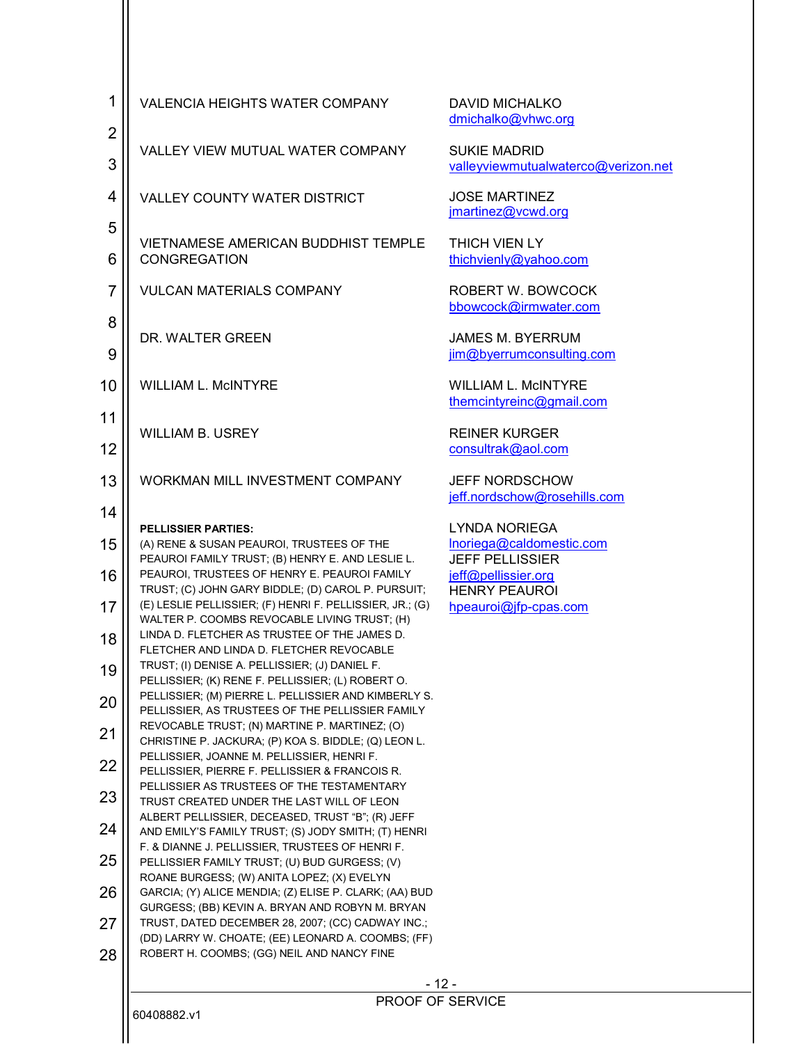| | |
|---|---|
| VALENCIA HEIGHTS WATER COMPANY | DAVID MICHALKO<br>dmichalko@vhwc.org |
| VALLEY VIEW MUTUAL WATER COMPANY | SUKIE MADRID<br>valleyviewmutualwaterco@verizon.net |
| VALLEY COUNTY WATER DISTRICT | JOSE MARTINEZ<br>jmartinez@vcwd.org |
| VIETNAMESE AMERICAN BUDDHIST TEMPLE CONGREGATION | THICH VIEN LY<br>thichvienly@yahoo.com |
| VULCAN MATERIALS COMPANY | ROBERT W. BOWCOCK<br>bbowcock@irmwater.com |
| DR. WALTER GREEN | JAMES M. BYERRUM<br>jim@byerrumconsulting.com |
| WILLIAM L. McINTYRE | WILLIAM L. McINTYRE<br>themcintyreinc@gmail.com |
| WILLIAM B. USREY | REINER KURGER<br>consultrak@aol.com |
| WORKMAN MILL INVESTMENT COMPANY | JEFF NORDSCHOW<br>jeff.nordschow@rosehills.com |
| **PELLISSIER PARTIES:**<br>(A) RENE & SUSAN PEAUROI, TRUSTEES OF THE PEAUROI FAMILY TRUST; (B) HENRY E. AND LESLIE L. PEAUROI, TRUSTEES OF HENRY E. PEAUROI FAMILY TRUST; (C) JOHN GARY BIDDLE; (D) CAROL P. PURSUIT; (E) LESLIE PELLISSIER; (F) HENRI F. PELLISSIER, JR.; (G) WALTER P. COOMBS REVOCABLE LIVING TRUST; (H) LINDA D. FLETCHER AS TRUSTEE OF THE JAMES D. FLETCHER AND LINDA D. FLETCHER REVOCABLE TRUST; (I) DENISE A. PELLISSIER; (J) DANIEL F. PELLISSIER; (K) RENE F. PELLISSIER; (L) ROBERT O. PELLISSIER; (M) PIERRE L. PELLISSIER AND KIMBERLY S. PELLISSIER, AS TRUSTEES OF THE PELLISSIER FAMILY REVOCABLE TRUST; (N) MARTINE P. MARTINEZ; (O) CHRISTINE P. JACKURA; (P) KOA S. BIDDLE; (Q) LEON L. PELLISSIER, JOANNE M. PELLISSIER, HENRI F. PELLISSIER, PIERRE F. PELLISSIER & FRANCOIS R. PELLISSIER AS TRUSTEES OF THE TESTAMENTARY TRUST CREATED UNDER THE LAST WILL OF LEON ALBERT PELLISSIER, DECEASED, TRUST "B"; (R) JEFF AND EMILY'S FAMILY TRUST; (S) JODY SMITH; (T) HENRI F. & DIANNE J. PELLISSIER, TRUSTEES OF HENRI F. PELLISSIER FAMILY TRUST; (U) BUD GURGESS; (V) ROANE BURGESS; (W) ANITA LOPEZ; (X) EVELYN GARCIA; (Y) ALICE MENDIA; (Z) ELISE P. CLARK; (AA) BUD GURGESS; (BB) KEVIN A. BRYAN AND ROBYN M. BRYAN TRUST, DATED DECEMBER 28, 2007; (CC) CADWAY INC.; (DD) LARRY W. CHOATE; (EE) LEONARD A. COOMBS; (FF) ROBERT H. COOMBS; (GG) NEIL AND NANCY FINE | LYNDA NORIEGA<br>lnoriega@caldomestic.com<br>JEFF PELLISSIER<br>jeff@pellissier.org<br>HENRY PEAUROI<br>hpeauroi@jfp-cpas.com |

PROOF OF SERVICE

60408882.v1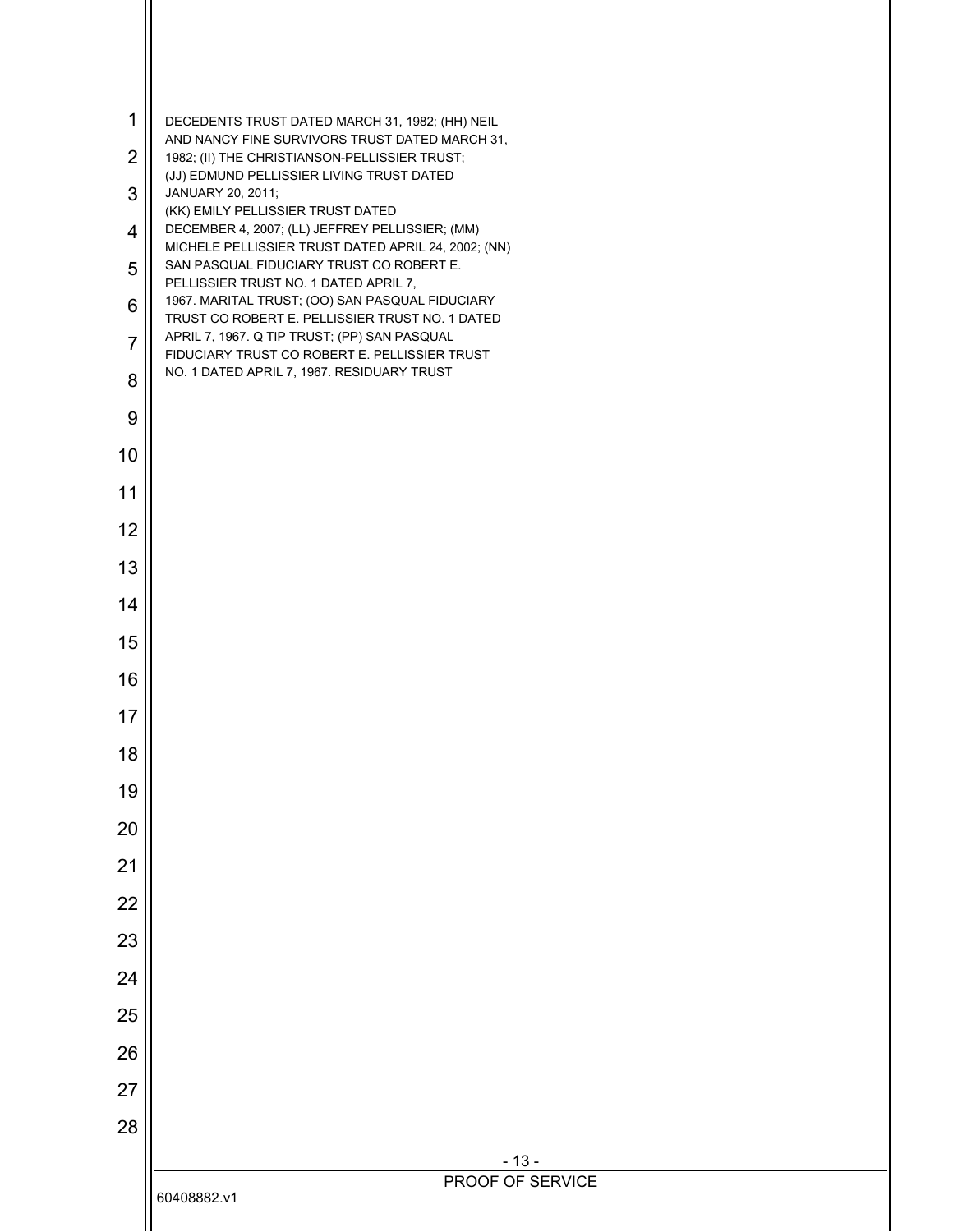DECEDENTS TRUST DATED MARCH 31, 1982; (HH) NEIL AND NANCY FINE SURVIVORS TRUST DATED MARCH 31, 1982; (II) THE CHRISTIANSON-PELLISSIER TRUST; (JJ) EDMUND PELLISSIER LIVING TRUST DATED JANUARY 20, 2011; (KK) EMILY PELLISSIER TRUST DATED DECEMBER 4, 2007; (LL) JEFFREY PELLISSIER; (MM) MICHELE PELLISSIER TRUST DATED APRIL 24, 2002; (NN) SAN PASQUAL FIDUCIARY TRUST CO ROBERT E. PELLISSIER TRUST NO. 1 DATED APRIL 7, 1967. MARITAL TRUST; (OO) SAN PASQUAL FIDUCIARY TRUST CO ROBERT E. PELLISSIER TRUST NO. 1 DATED APRIL 7, 1967. Q TIP TRUST; (PP) SAN PASQUAL FIDUCIARY TRUST CO ROBERT E. PELLISSIER TRUST NO. 1 DATED APRIL 7, 1967. RESIDUARY TRUST